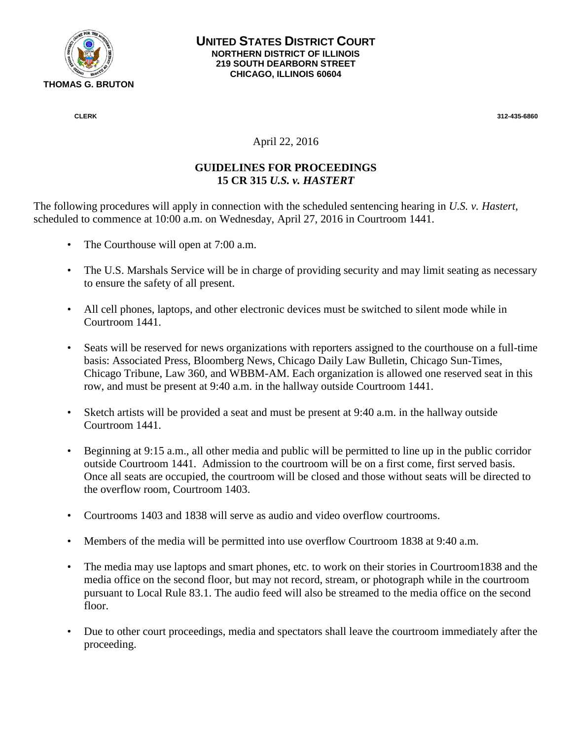**THOMAS G. BRUTON**

**CLERK**

# UNITED STATES DISTRICT COURT

**NORTHERN DISTRICT OF ILLINOIS**
**219 SOUTH DEARBORN STREET**
**CHICAGO, ILLINOIS 60604**

**312-435-6860**

April 22, 2016

## GUIDELINES FOR PROCEEDINGS
## 15 CR 315 *U.S. v. HASTERT*

The following procedures will apply in connection with the scheduled sentencing hearing in *U.S. v. Hastert*, scheduled to commence at 10:00 a.m. on Wednesday, April 27, 2016 in Courtroom 1441.

- The Courthouse will open at 7:00 a.m.
- The U.S. Marshals Service will be in charge of providing security and may limit seating as necessary to ensure the safety of all present.
- All cell phones, laptops, and other electronic devices must be switched to silent mode while in Courtroom 1441.
- Seats will be reserved for news organizations with reporters assigned to the courthouse on a full-time basis: Associated Press, Bloomberg News, Chicago Daily Law Bulletin, Chicago Sun-Times, Chicago Tribune, Law 360, and WBBM-AM. Each organization is allowed one reserved seat in this row, and must be present at 9:40 a.m. in the hallway outside Courtroom 1441.
- Sketch artists will be provided a seat and must be present at 9:40 a.m. in the hallway outside Courtroom 1441.
- Beginning at 9:15 a.m., all other media and public will be permitted to line up in the public corridor outside Courtroom 1441. Admission to the courtroom will be on a first come, first served basis. Once all seats are occupied, the courtroom will be closed and those without seats will be directed to the overflow room, Courtroom 1403.
- Courtrooms 1403 and 1838 will serve as audio and video overflow courtrooms.
- Members of the media will be permitted into use overflow Courtroom 1838 at 9:40 a.m.
- The media may use laptops and smart phones, etc. to work on their stories in Courtroom1838 and the media office on the second floor, but may not record, stream, or photograph while in the courtroom pursuant to Local Rule 83.1. The audio feed will also be streamed to the media office on the second floor.
- Due to other court proceedings, media and spectators shall leave the courtroom immediately after the proceeding.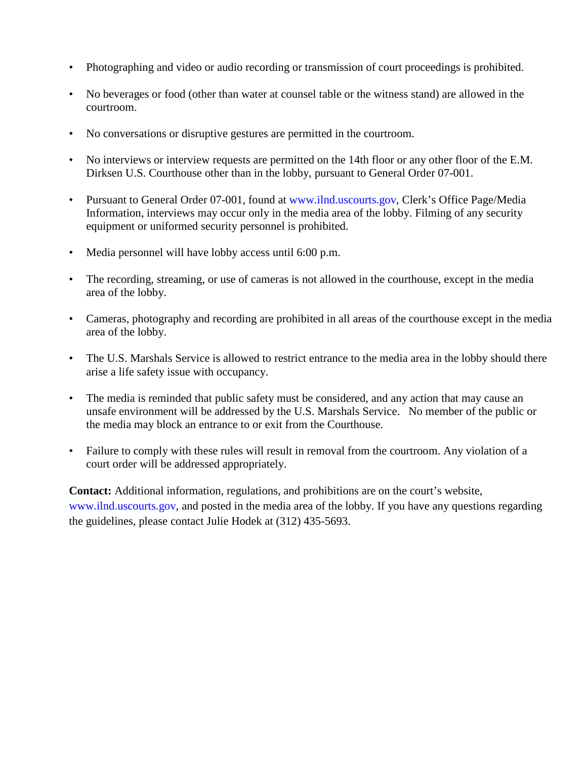- Photographing and video or audio recording or transmission of court proceedings is prohibited.
- No beverages or food (other than water at counsel table or the witness stand) are allowed in the courtroom.
- No conversations or disruptive gestures are permitted in the courtroom.
- No interviews or interview requests are permitted on the 14th floor or any other floor of the E.M. Dirksen U.S. Courthouse other than in the lobby, pursuant to General Order 07-001.
- Pursuant to General Order 07-001, found at www.ilnd.uscourts.gov, Clerk's Office Page/Media Information, interviews may occur only in the media area of the lobby. Filming of any security equipment or uniformed security personnel is prohibited.
- Media personnel will have lobby access until 6:00 p.m.
- The recording, streaming, or use of cameras is not allowed in the courthouse, except in the media area of the lobby.
- Cameras, photography and recording are prohibited in all areas of the courthouse except in the media area of the lobby.
- The U.S. Marshals Service is allowed to restrict entrance to the media area in the lobby should there arise a life safety issue with occupancy.
- The media is reminded that public safety must be considered, and any action that may cause an unsafe environment will be addressed by the U.S. Marshals Service. No member of the public or the media may block an entrance to or exit from the Courthouse.
- Failure to comply with these rules will result in removal from the courtroom. Any violation of a court order will be addressed appropriately.

**Contact:** Additional information, regulations, and prohibitions are on the court's website, www.ilnd.uscourts.gov, and posted in the media area of the lobby. If you have any questions regarding the guidelines, please contact Julie Hodek at (312) 435-5693.